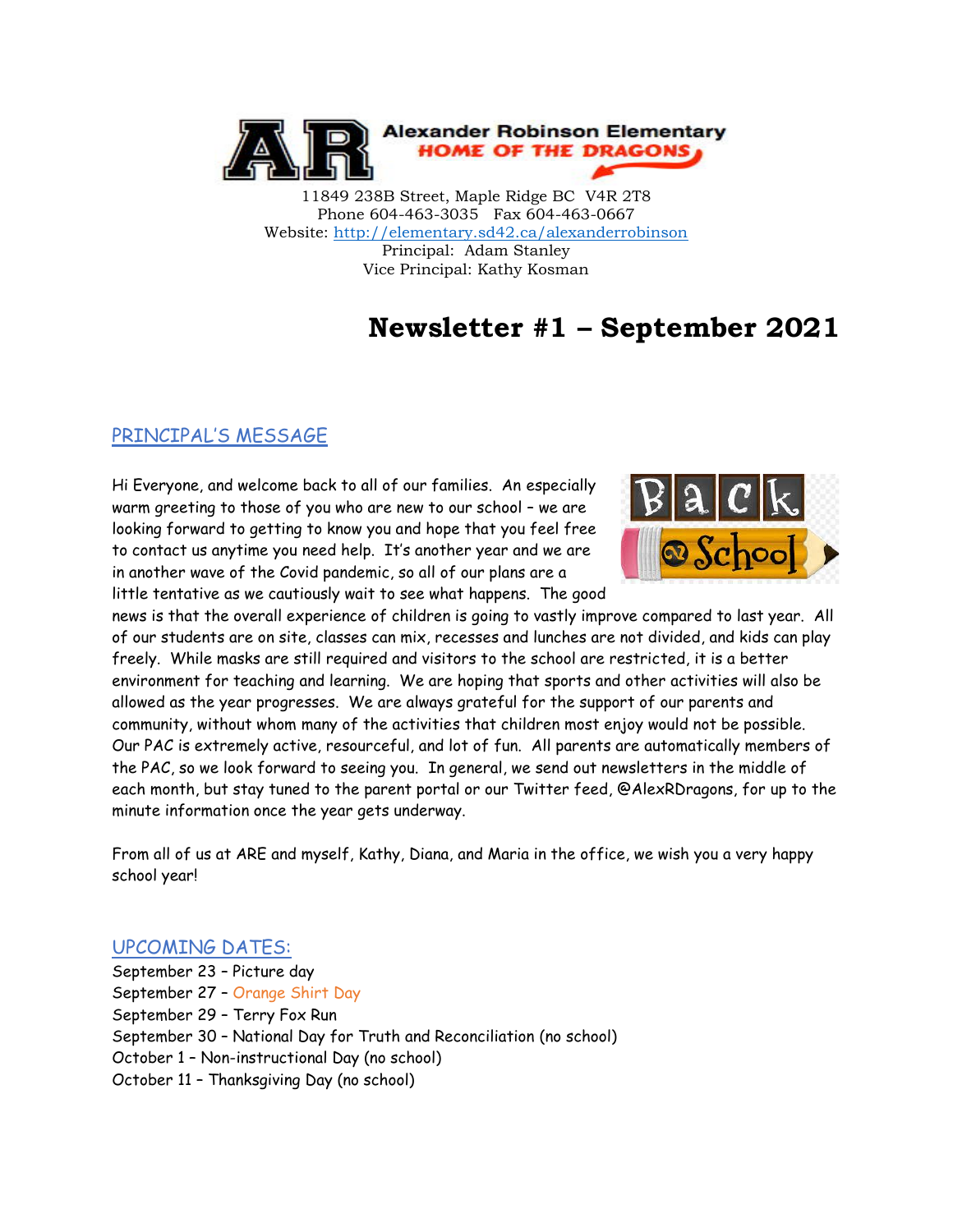**Alexander Robinson Elementary**
**HOME OF THE DRAGONS**

11849 238B Street, Maple Ridge BC V4R 2T8
Phone 604-463-3035 Fax 604-463-0667
Website: http://elementary.sd42.ca/alexanderrobinson
Principal: Adam Stanley
Vice Principal: Kathy Kosman

# Newsletter #1 – September 2021

## PRINCIPAL'S MESSAGE

Hi Everyone, and welcome back to all of our families. An especially warm greeting to those of you who are new to our school – we are looking forward to getting to know you and hope that you feel free to contact us anytime you need help. It's another year and we are in another wave of the Covid pandemic, so all of our plans are a little tentative as we cautiously wait to see what happens. The good news is that the overall experience of children is going to vastly improve compared to last year. All of our students are on site, classes can mix, recesses and lunches are not divided, and kids can play freely. While masks are still required and visitors to the school are restricted, it is a better environment for teaching and learning. We are hoping that sports and other activities will also be allowed as the year progresses. We are always grateful for the support of our parents and community, without whom many of the activities that children most enjoy would not be possible. Our PAC is extremely active, resourceful, and lot of fun. All parents are automatically members of the PAC, so we look forward to seeing you. In general, we send out newsletters in the middle of each month, but stay tuned to the parent portal or our Twitter feed, @AlexRDragons, for up to the minute information once the year gets underway.

From all of us at ARE and myself, Kathy, Diana, and Maria in the office, we wish you a very happy school year!

## UPCOMING DATES:

September 23 – Picture day
September 27 – Orange Shirt Day
September 29 – Terry Fox Run
September 30 – National Day for Truth and Reconciliation (no school)
October 1 – Non-instructional Day (no school)
October 11 – Thanksgiving Day (no school)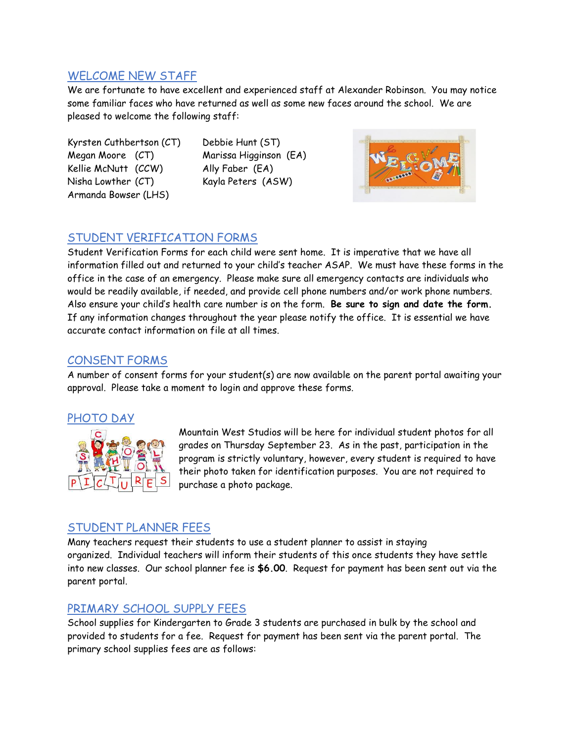## WELCOME NEW STAFF

We are fortunate to have excellent and experienced staff at Alexander Robinson. You may notice some familiar faces who have returned as well as some new faces around the school. We are pleased to welcome the following staff:

Kyrsten Cuthbertson (CT)
Megan Moore (CT)
Kellie McNutt (CCW)
Nisha Lowther (CT)
Armanda Bowser (LHS)
Debbie Hunt (ST)
Marissa Higginson (EA)
Ally Faber (EA)
Kayla Peters (ASW)

## STUDENT VERIFICATION FORMS

Student Verification Forms for each child were sent home. It is imperative that we have all information filled out and returned to your child's teacher ASAP. We must have these forms in the office in the case of an emergency. Please make sure all emergency contacts are individuals who would be readily available, if needed, and provide cell phone numbers and/or work phone numbers. Also ensure your child's health care number is on the form. **Be sure to sign and date the form.** If any information changes throughout the year please notify the office. It is essential we have accurate contact information on file at all times.

## CONSENT FORMS

A number of consent forms for your student(s) are now available on the parent portal awaiting your approval. Please take a moment to login and approve these forms.

## PHOTO DAY

Mountain West Studios will be here for individual student photos for all grades on Thursday September 23. As in the past, participation in the program is strictly voluntary, however, every student is required to have their photo taken for identification purposes. You are not required to purchase a photo package.

## STUDENT PLANNER FEES

Many teachers request their students to use a student planner to assist in staying organized. Individual teachers will inform their students of this once students they have settle into new classes. Our school planner fee is **$6.00**. Request for payment has been sent out via the parent portal.

## PRIMARY SCHOOL SUPPLY FEES

School supplies for Kindergarten to Grade 3 students are purchased in bulk by the school and provided to students for a fee. Request for payment has been sent via the parent portal. The primary school supplies fees are as follows: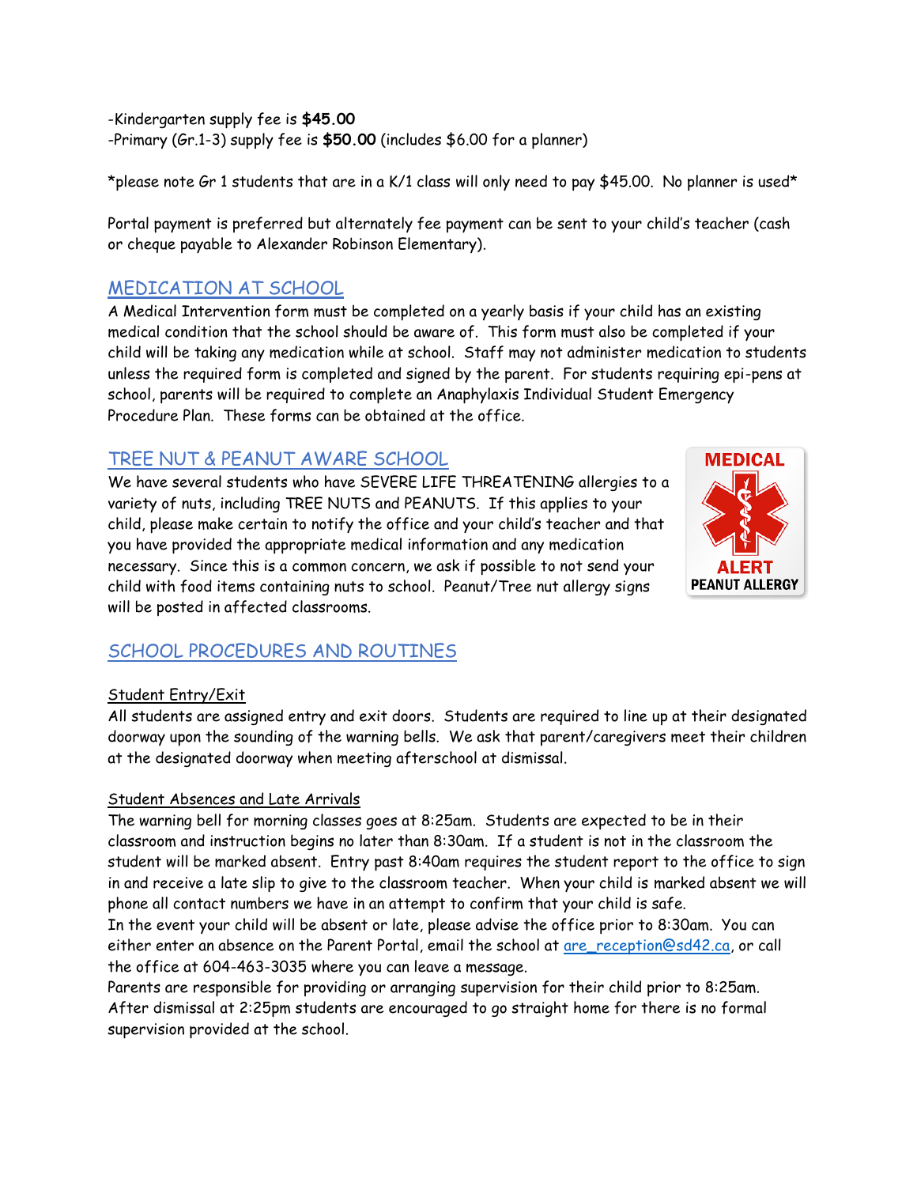-Kindergarten supply fee is **$45.00**
-Primary (Gr.1-3) supply fee is **$50.00** (includes $6.00 for a planner)

*please note Gr 1 students that are in a K/1 class will only need to pay $45.00. No planner is used*

Portal payment is preferred but alternately fee payment can be sent to your child's teacher (cash or cheque payable to Alexander Robinson Elementary).

## MEDICATION AT SCHOOL

A Medical Intervention form must be completed on a yearly basis if your child has an existing medical condition that the school should be aware of. This form must also be completed if your child will be taking any medication while at school. Staff may not administer medication to students unless the required form is completed and signed by the parent. For students requiring epi-pens at school, parents will be required to complete an Anaphylaxis Individual Student Emergency Procedure Plan. These forms can be obtained at the office.

## TREE NUT & PEANUT AWARE SCHOOL

We have several students who have SEVERE LIFE THREATENING allergies to a variety of nuts, including TREE NUTS and PEANUTS. If this applies to your child, please make certain to notify the office and your child's teacher and that you have provided the appropriate medical information and any medication necessary. Since this is a common concern, we ask if possible to not send your child with food items containing nuts to school. Peanut/Tree nut allergy signs will be posted in affected classrooms.

## SCHOOL PROCEDURES AND ROUTINES

### Student Entry/Exit

All students are assigned entry and exit doors. Students are required to line up at their designated doorway upon the sounding of the warning bells. We ask that parent/caregivers meet their children at the designated doorway when meeting afterschool at dismissal.

### Student Absences and Late Arrivals

The warning bell for morning classes goes at 8:25am. Students are expected to be in their classroom and instruction begins no later than 8:30am. If a student is not in the classroom the student will be marked absent. Entry past 8:40am requires the student report to the office to sign in and receive a late slip to give to the classroom teacher. When your child is marked absent we will phone all contact numbers we have in an attempt to confirm that your child is safe.
In the event your child will be absent or late, please advise the office prior to 8:30am. You can either enter an absence on the Parent Portal, email the school at are_reception@sd42.ca, or call the office at 604-463-3035 where you can leave a message.
Parents are responsible for providing or arranging supervision for their child prior to 8:25am. After dismissal at 2:25pm students are encouraged to go straight home for there is no formal supervision provided at the school.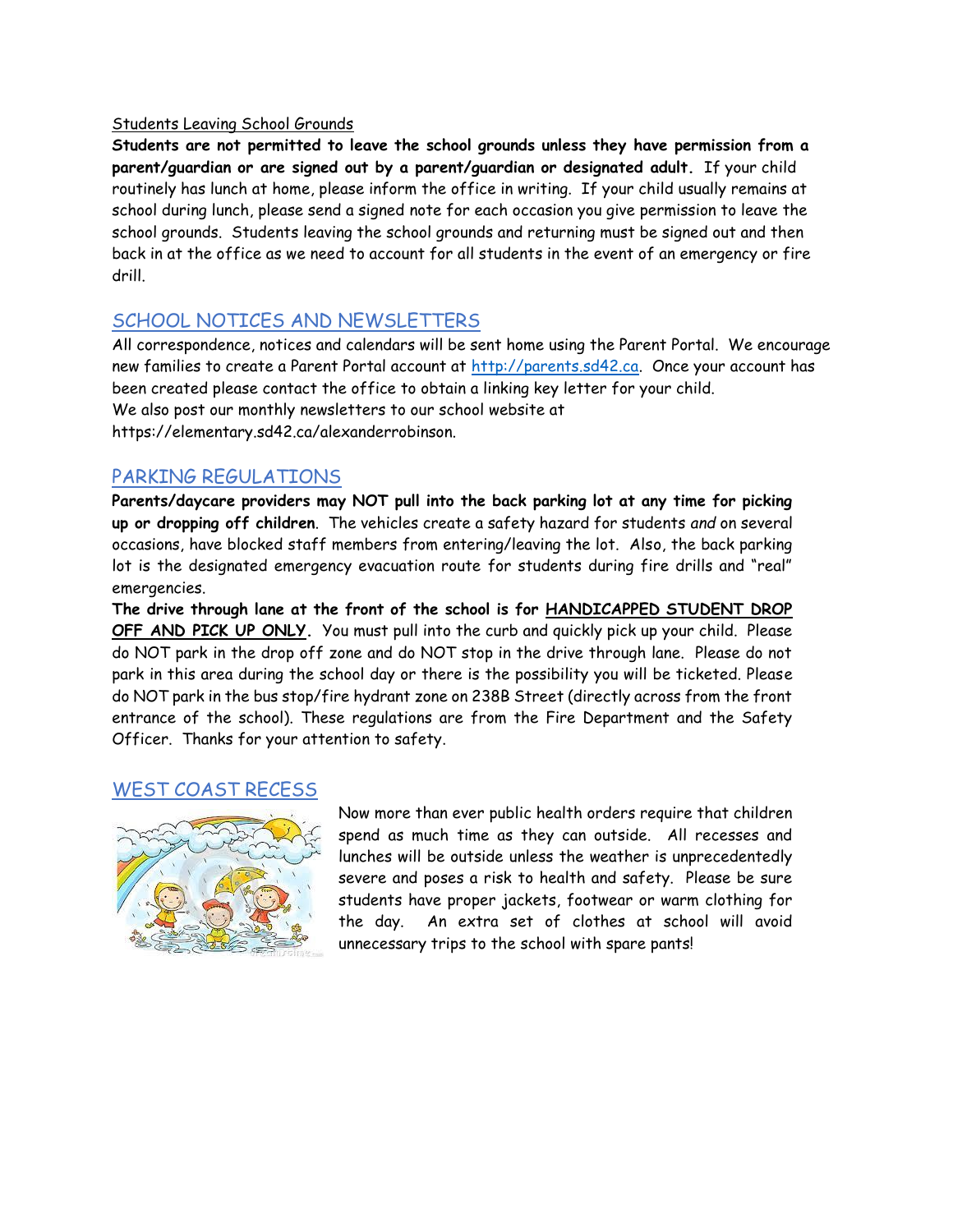Students Leaving School Grounds

**Students are not permitted to leave the school grounds unless they have permission from a parent/guardian or are signed out by a parent/guardian or designated adult.** If your child routinely has lunch at home, please inform the office in writing. If your child usually remains at school during lunch, please send a signed note for each occasion you give permission to leave the school grounds. Students leaving the school grounds and returning must be signed out and then back in at the office as we need to account for all students in the event of an emergency or fire drill.

## SCHOOL NOTICES AND NEWSLETTERS

All correspondence, notices and calendars will be sent home using the Parent Portal. We encourage new families to create a Parent Portal account at http://parents.sd42.ca. Once your account has been created please contact the office to obtain a linking key letter for your child.
We also post our monthly newsletters to our school website at https://elementary.sd42.ca/alexanderrobinson.

## PARKING REGULATIONS

**Parents/daycare providers may NOT pull into the back parking lot at any time for picking up or dropping off children**. The vehicles create a safety hazard for students *and* on several occasions, have blocked staff members from entering/leaving the lot. Also, the back parking lot is the designated emergency evacuation route for students during fire drills and "real" emergencies.

**The drive through lane at the front of the school is for HANDICAPPED STUDENT DROP OFF AND PICK UP ONLY.** You must pull into the curb and quickly pick up your child. Please do NOT park in the drop off zone and do NOT stop in the drive through lane. Please do not park in this area during the school day or there is the possibility you will be ticketed. Please do NOT park in the bus stop/fire hydrant zone on 238B Street (directly across from the front entrance of the school). These regulations are from the Fire Department and the Safety Officer. Thanks for your attention to safety.

## WEST COAST RECESS

Now more than ever public health orders require that children spend as much time as they can outside. All recesses and lunches will be outside unless the weather is unprecedentedly severe and poses a risk to health and safety. Please be sure students have proper jackets, footwear or warm clothing for the day. An extra set of clothes at school will avoid unnecessary trips to the school with spare pants!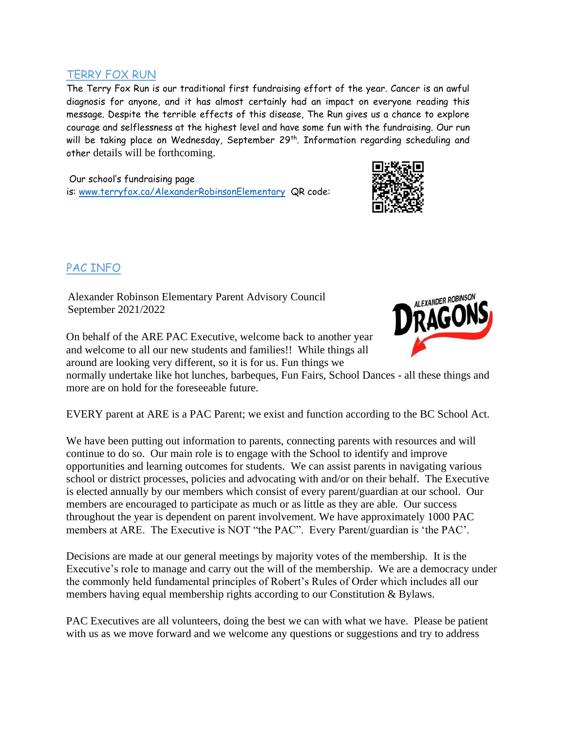## TERRY FOX RUN

The Terry Fox Run is our traditional first fundraising effort of the year. Cancer is an awful diagnosis for anyone, and it has almost certainly had an impact on everyone reading this message. Despite the terrible effects of this disease, The Run gives us a chance to explore courage and selflessness at the highest level and have some fun with the fundraising. Our run will be taking place on Wednesday, September 29th. Information regarding scheduling and other details will be forthcoming.

Our school's fundraising page is: [www.terryfox.ca/AlexanderRobinsonElementary](http://www.terryfox.ca/AlexanderRobinsonElementary) QR code:

## PAC INFO

Alexander Robinson Elementary Parent Advisory Council
September 2021/2022

On behalf of the ARE PAC Executive, welcome back to another year and welcome to all our new students and families!! While things all around are looking very different, so it is for us. Fun things we normally undertake like hot lunches, barbeques, Fun Fairs, School Dances - all these things and more are on hold for the foreseeable future.

EVERY parent at ARE is a PAC Parent; we exist and function according to the BC School Act.

We have been putting out information to parents, connecting parents with resources and will continue to do so. Our main role is to engage with the School to identify and improve opportunities and learning outcomes for students. We can assist parents in navigating various school or district processes, policies and advocating with and/or on their behalf. The Executive is elected annually by our members which consist of every parent/guardian at our school. Our members are encouraged to participate as much or as little as they are able. Our success throughout the year is dependent on parent involvement. We have approximately 1000 PAC members at ARE. The Executive is NOT "the PAC". Every Parent/guardian is 'the PAC'.

Decisions are made at our general meetings by majority votes of the membership. It is the Executive's role to manage and carry out the will of the membership. We are a democracy under the commonly held fundamental principles of Robert's Rules of Order which includes all our members having equal membership rights according to our Constitution & Bylaws.

PAC Executives are all volunteers, doing the best we can with what we have. Please be patient with us as we move forward and we welcome any questions or suggestions and try to address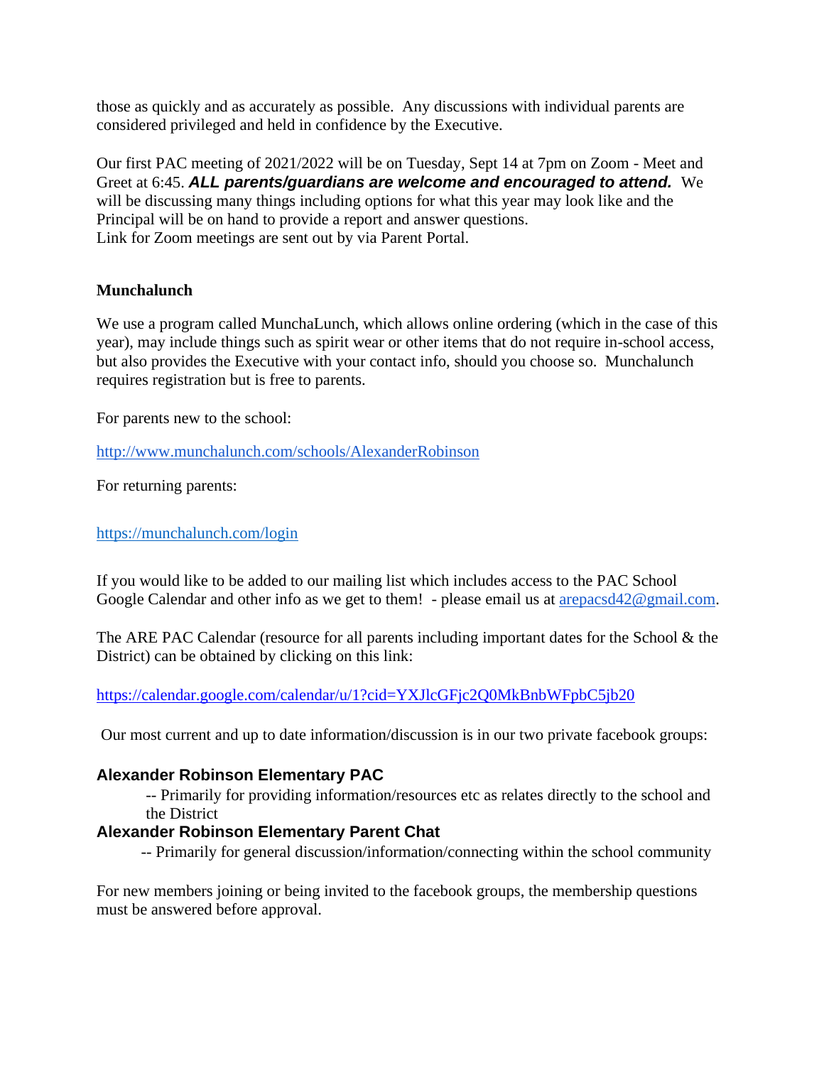those as quickly and as accurately as possible. Any discussions with individual parents are considered privileged and held in confidence by the Executive.

Our first PAC meeting of 2021/2022 will be on Tuesday, Sept 14 at 7pm on Zoom - Meet and Greet at 6:45. ***ALL parents/guardians are welcome and encouraged to attend.*** We will be discussing many things including options for what this year may look like and the Principal will be on hand to provide a report and answer questions.
Link for Zoom meetings are sent out by via Parent Portal.

**Munchalunch**

We use a program called MunchaLunch, which allows online ordering (which in the case of this year), may include things such as spirit wear or other items that do not require in-school access, but also provides the Executive with your contact info, should you choose so. Munchalunch requires registration but is free to parents.

For parents new to the school:

[http://www.munchalunch.com/schools/AlexanderRobinson](http://www.munchalunch.com/schools/AlexanderRobinson)

For returning parents:

[https://munchalunch.com/login](https://munchalunch.com/login)

If you would like to be added to our mailing list which includes access to the PAC School Google Calendar and other info as we get to them! - please email us at [arepacsd42@gmail.com](mailto:arepacsd42@gmail.com).

The ARE PAC Calendar (resource for all parents including important dates for the School & the District) can be obtained by clicking on this link:

[https://calendar.google.com/calendar/u/1?cid=YXJlcGFjc2Q0MkBnbWFpbC5jb20](https://calendar.google.com/calendar/u/1?cid=YXJlcGFjc2Q0MkBnbWFpbC5jb20)

Our most current and up to date information/discussion is in our two private facebook groups:

**Alexander Robinson Elementary PAC**

-- Primarily for providing information/resources etc as relates directly to the school and the District

**Alexander Robinson Elementary Parent Chat**

-- Primarily for general discussion/information/connecting within the school community

For new members joining or being invited to the facebook groups, the membership questions must be answered before approval.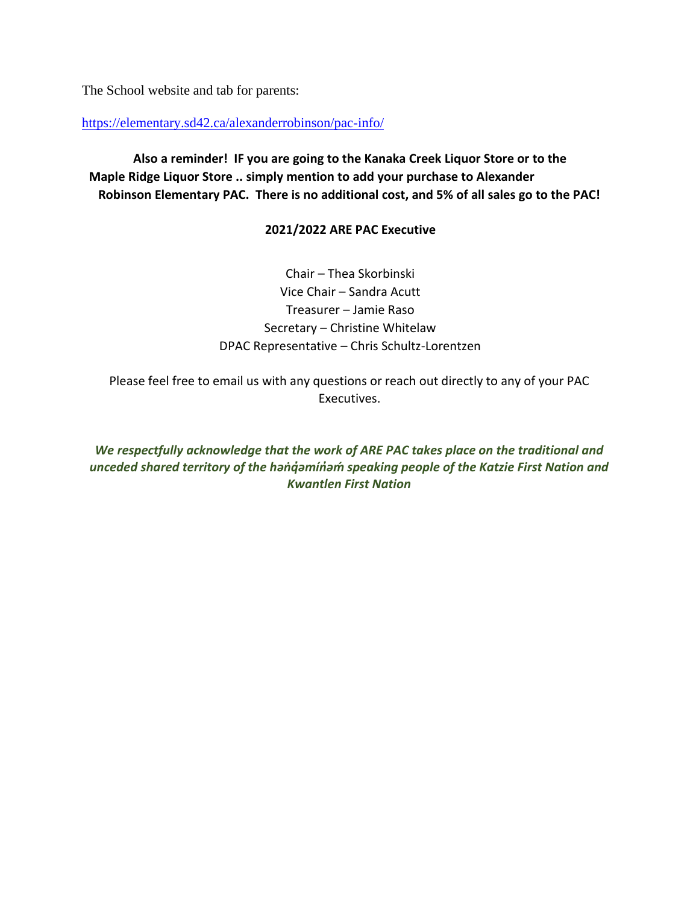The School website and tab for parents:

https://elementary.sd42.ca/alexanderrobinson/pac-info/

**Also a reminder! IF you are going to the Kanaka Creek Liquor Store or to the Maple Ridge Liquor Store .. simply mention to add your purchase to Alexander Robinson Elementary PAC. There is no additional cost, and 5% of all sales go to the PAC!**

**2021/2022 ARE PAC Executive**

Chair – Thea Skorbinski
Vice Chair – Sandra Acutt
Treasurer – Jamie Raso
Secretary – Christine Whitelaw
DPAC Representative – Chris Schultz-Lorentzen

Please feel free to email us with any questions or reach out directly to any of your PAC Executives.

***We respectfully acknowledge that the work of ARE PAC takes place on the traditional and unceded shared territory of the hən̓q̓əmín̓əm̓ speaking people of the Katzie First Nation and Kwantlen First Nation***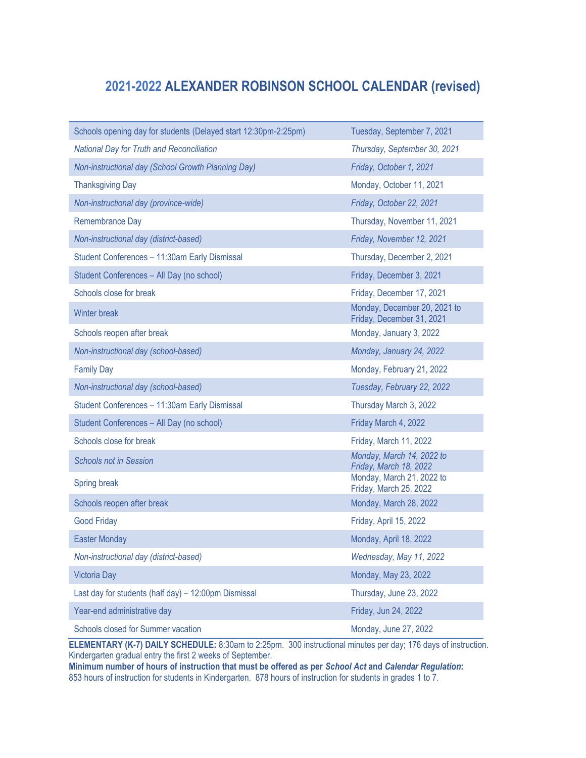# 2021-2022 ALEXANDER ROBINSON SCHOOL CALENDAR (revised)

| | |
|---|---|
| Schools opening day for students (Delayed start 12:30pm-2:25pm) | Tuesday, September 7, 2021 |
| *National Day for Truth and Reconciliation* | *Thursday, September 30, 2021* |
| *Non-instructional day (School Growth Planning Day)* | *Friday, October 1, 2021* |
| Thanksgiving Day | Monday, October 11, 2021 |
| *Non-instructional day (province-wide)* | *Friday, October 22, 2021* |
| Remembrance Day | Thursday, November 11, 2021 |
| *Non-instructional day (district-based)* | *Friday, November 12, 2021* |
| Student Conferences – 11:30am Early Dismissal | Thursday, December 2, 2021 |
| Student Conferences – All Day (no school) | Friday, December 3, 2021 |
| Schools close for break | Friday, December 17, 2021 |
| Winter break | Monday, December 20, 2021 to Friday, December 31, 2021 |
| Schools reopen after break | Monday, January 3, 2022 |
| *Non-instructional day (school-based)* | *Monday, January 24, 2022* |
| Family Day | Monday, February 21, 2022 |
| *Non-instructional day (school-based)* | *Tuesday, February 22, 2022* |
| Student Conferences – 11:30am Early Dismissal | Thursday March 3, 2022 |
| Student Conferences – All Day (no school) | Friday March 4, 2022 |
| Schools close for break | Friday, March 11, 2022 |
| *Schools not in Session* | *Monday, March 14, 2022 to Friday, March 18, 2022* |
| Spring break | Monday, March 21, 2022 to Friday, March 25, 2022 |
| Schools reopen after break | Monday, March 28, 2022 |
| Good Friday | Friday, April 15, 2022 |
| Easter Monday | Monday, April 18, 2022 |
| *Non-instructional day (district-based)* | *Wednesday, May 11, 2022* |
| Victoria Day | Monday, May 23, 2022 |
| Last day for students (half day) – 12:00pm Dismissal | Thursday, June 23, 2022 |
| Year-end administrative day | Friday, Jun 24, 2022 |
| Schools closed for Summer vacation | Monday, June 27, 2022 |

**ELEMENTARY (K-7) DAILY SCHEDULE:** 8:30am to 2:25pm. 300 instructional minutes per day; 176 days of instruction. Kindergarten gradual entry the first 2 weeks of September.

**Minimum number of hours of instruction that must be offered as per *School Act* and *Calendar Regulation*:**
853 hours of instruction for students in Kindergarten. 878 hours of instruction for students in grades 1 to 7.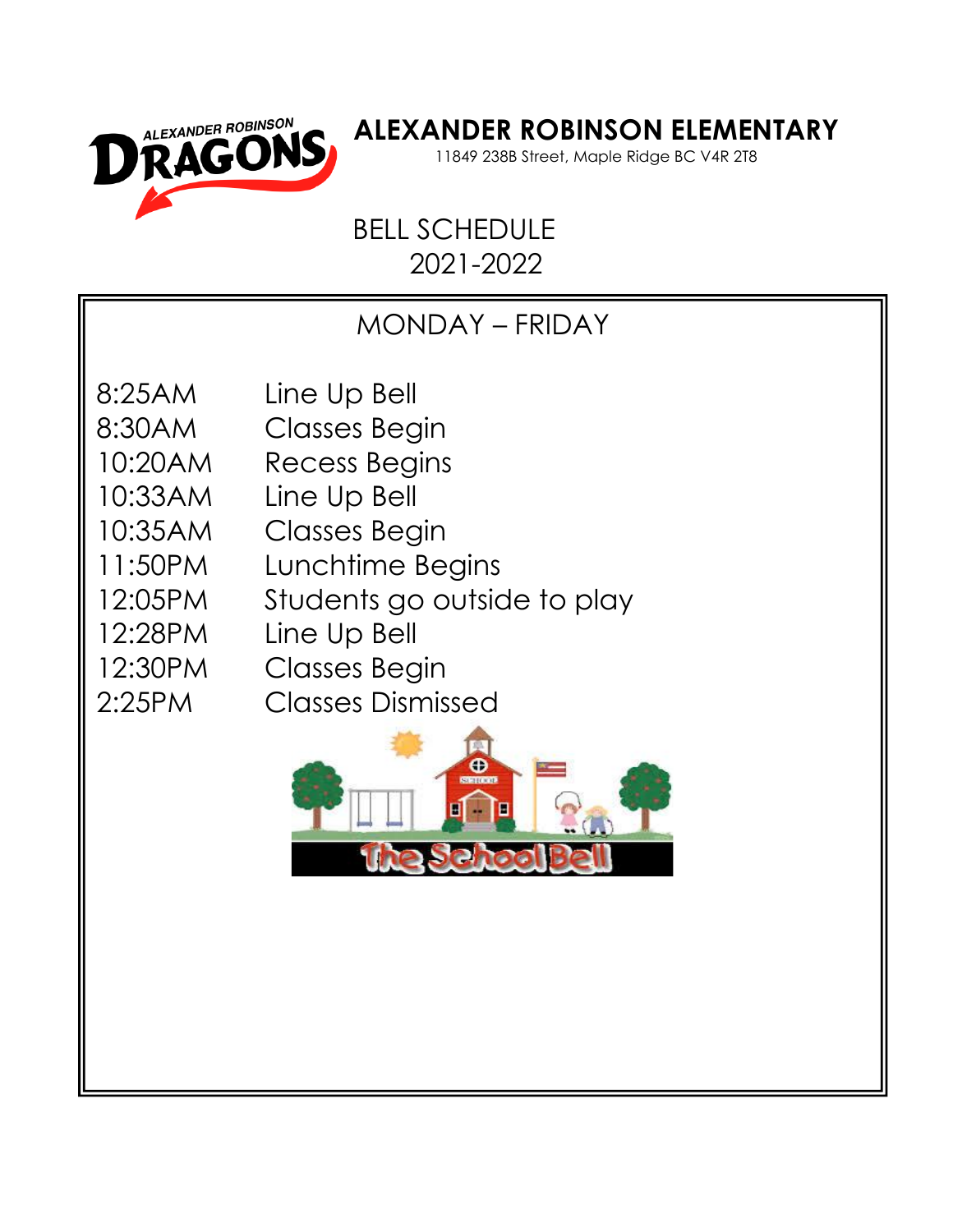# ALEXANDER ROBINSON ELEMENTARY

11849 238B Street, Maple Ridge BC V4R 2T8

## BELL SCHEDULE
## 2021-2022

### MONDAY – FRIDAY

| | |
|---|---|
| 8:25AM | Line Up Bell |
| 8:30AM | Classes Begin |
| 10:20AM | Recess Begins |
| 10:33AM | Line Up Bell |
| 10:35AM | Classes Begin |
| 11:50PM | Lunchtime Begins |
| 12:05PM | Students go outside to play |
| 12:28PM | Line Up Bell |
| 12:30PM | Classes Begin |
| 2:25PM | Classes Dismissed |